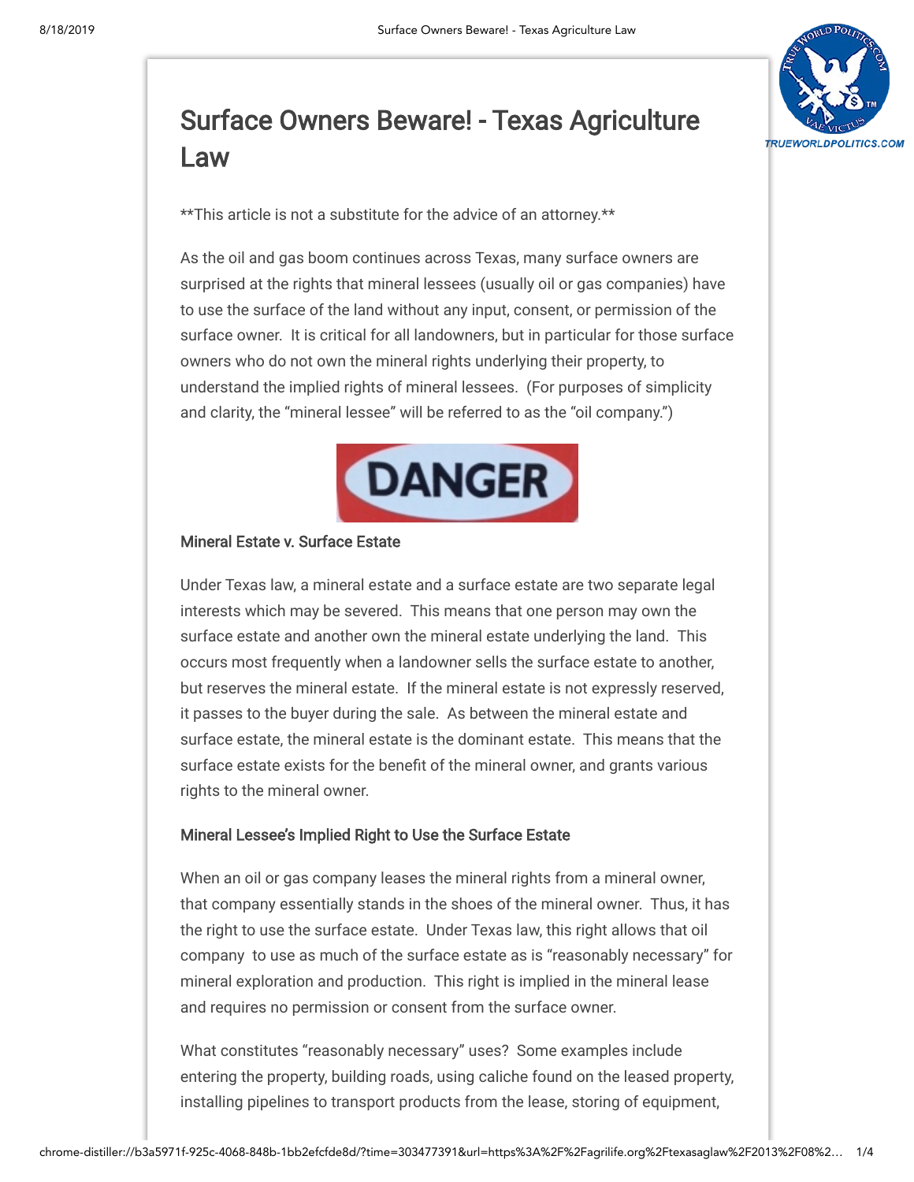# Surface Owners Beware! - Texas Agriculture Law

**This article is not a substitute for the advice of an attorney.**

As the oil and gas boom continues across Texas, many surface owners are surprised at the rights that mineral lessees (usually oil or gas companies) have to use the surface of the land without any input, consent, or permission of the surface owner. It is critical for all landowners, but in particular for those surface owners who do not own the mineral rights underlying their property, to understand the implied rights of mineral lessees. (For purposes of simplicity and clarity, the "mineral lessee" will be referred to as the "oil company.")

DANGER

### Mineral Estate v. Surface Estate

Under Texas law, a mineral estate and a surface estate are two separate legal interests which may be severed. This means that one person may own the surface estate and another own the mineral estate underlying the land. This occurs most frequently when a landowner sells the surface estate to another, but reserves the mineral estate. If the mineral estate is not expressly reserved, it passes to the buyer during the sale. As between the mineral estate and surface estate, the mineral estate is the dominant estate. This means that the surface estate exists for the benefit of the mineral owner, and grants various rights to the mineral owner.

### Mineral Lessee's Implied Right to Use the Surface Estate

When an oil or gas company leases the mineral rights from a mineral owner, that company essentially stands in the shoes of the mineral owner. Thus, it has the right to use the surface estate. Under Texas law, this right allows that oil company to use as much of the surface estate as is "reasonably necessary" for mineral exploration and production. This right is implied in the mineral lease and requires no permission or consent from the surface owner.

What constitutes "reasonably necessary" uses? Some examples include entering the property, building roads, using caliche found on the leased property, installing pipelines to transport products from the lease, storing of equipment,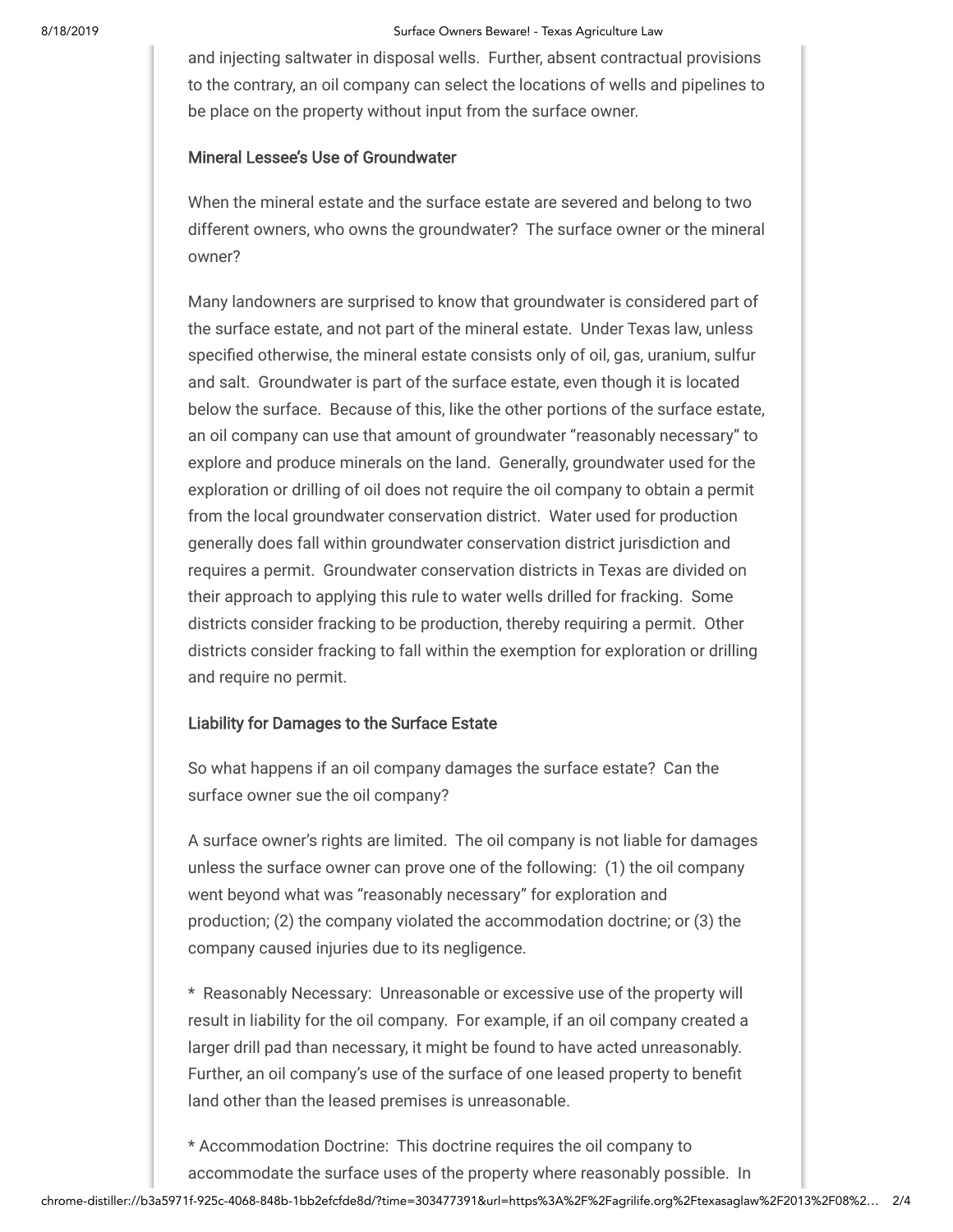and injecting saltwater in disposal wells. Further, absent contractual provisions to the contrary, an oil company can select the locations of wells and pipelines to be place on the property without input from the surface owner.

### Mineral Lessee's Use of Groundwater

When the mineral estate and the surface estate are severed and belong to two different owners, who owns the groundwater? The surface owner or the mineral owner?

Many landowners are surprised to know that groundwater is considered part of the surface estate, and not part of the mineral estate. Under Texas law, unless specified otherwise, the mineral estate consists only of oil, gas, uranium, sulfur and salt. Groundwater is part of the surface estate, even though it is located below the surface. Because of this, like the other portions of the surface estate, an oil company can use that amount of groundwater "reasonably necessary" to explore and produce minerals on the land. Generally, groundwater used for the exploration or drilling of oil does not require the oil company to obtain a permit from the local groundwater conservation district. Water used for production generally does fall within groundwater conservation district jurisdiction and requires a permit. Groundwater conservation districts in Texas are divided on their approach to applying this rule to water wells drilled for fracking. Some districts consider fracking to be production, thereby requiring a permit. Other districts consider fracking to fall within the exemption for exploration or drilling and require no permit.

### Liability for Damages to the Surface Estate

So what happens if an oil company damages the surface estate? Can the surface owner sue the oil company?

A surface owner's rights are limited. The oil company is not liable for damages unless the surface owner can prove one of the following: (1) the oil company went beyond what was "reasonably necessary" for exploration and production; (2) the company violated the accommodation doctrine; or (3) the company caused injuries due to its negligence.

* Reasonably Necessary: Unreasonable or excessive use of the property will result in liability for the oil company. For example, if an oil company created a larger drill pad than necessary, it might be found to have acted unreasonably. Further, an oil company's use of the surface of one leased property to benefit land other than the leased premises is unreasonable.

* Accommodation Doctrine: This doctrine requires the oil company to accommodate the surface uses of the property where reasonably possible. In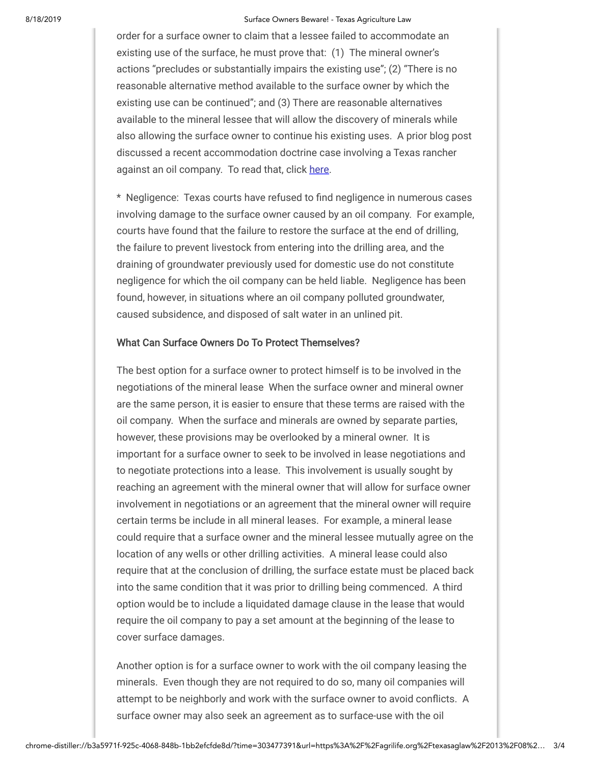order for a surface owner to claim that a lessee failed to accommodate an existing use of the surface, he must prove that: (1) The mineral owner's actions "precludes or substantially impairs the existing use"; (2) "There is no reasonable alternative method available to the surface owner by which the existing use can be continued"; and (3) There are reasonable alternatives available to the mineral lessee that will allow the discovery of minerals while also allowing the surface owner to continue his existing uses. A prior blog post discussed a recent accommodation doctrine case involving a Texas rancher against an oil company. To read that, click here.

* Negligence: Texas courts have refused to find negligence in numerous cases involving damage to the surface owner caused by an oil company. For example, courts have found that the failure to restore the surface at the end of drilling, the failure to prevent livestock from entering into the drilling area, and the draining of groundwater previously used for domestic use do not constitute negligence for which the oil company can be held liable. Negligence has been found, however, in situations where an oil company polluted groundwater, caused subsidence, and disposed of salt water in an unlined pit.

### What Can Surface Owners Do To Protect Themselves?

The best option for a surface owner to protect himself is to be involved in the negotiations of the mineral lease When the surface owner and mineral owner are the same person, it is easier to ensure that these terms are raised with the oil company. When the surface and minerals are owned by separate parties, however, these provisions may be overlooked by a mineral owner. It is important for a surface owner to seek to be involved in lease negotiations and to negotiate protections into a lease. This involvement is usually sought by reaching an agreement with the mineral owner that will allow for surface owner involvement in negotiations or an agreement that the mineral owner will require certain terms be include in all mineral leases. For example, a mineral lease could require that a surface owner and the mineral lessee mutually agree on the location of any wells or other drilling activities. A mineral lease could also require that at the conclusion of drilling, the surface estate must be placed back into the same condition that it was prior to drilling being commenced. A third option would be to include a liquidated damage clause in the lease that would require the oil company to pay a set amount at the beginning of the lease to cover surface damages.

Another option is for a surface owner to work with the oil company leasing the minerals. Even though they are not required to do so, many oil companies will attempt to be neighborly and work with the surface owner to avoid conflicts. A surface owner may also seek an agreement as to surface-use with the oil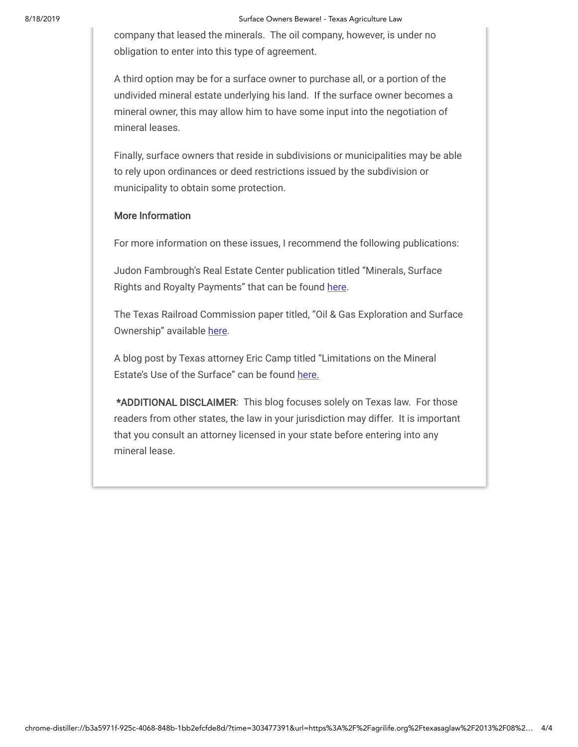company that leased the minerals. The oil company, however, is under no obligation to enter into this type of agreement.

A third option may be for a surface owner to purchase all, or a portion of the undivided mineral estate underlying his land. If the surface owner becomes a mineral owner, this may allow him to have some input into the negotiation of mineral leases.

Finally, surface owners that reside in subdivisions or municipalities may be able to rely upon ordinances or deed restrictions issued by the subdivision or municipality to obtain some protection.

### More Information

For more information on these issues, I recommend the following publications:

Judon Fambrough's Real Estate Center publication titled "Minerals, Surface Rights and Royalty Payments" that can be found here.

The Texas Railroad Commission paper titled, "Oil & Gas Exploration and Surface Ownership" available here.

A blog post by Texas attorney Eric Camp titled "Limitations on the Mineral Estate's Use of the Surface" can be found here.

***ADDITIONAL DISCLAIMER**: This blog focuses solely on Texas law. For those readers from other states, the law in your jurisdiction may differ. It is important that you consult an attorney licensed in your state before entering into any mineral lease.